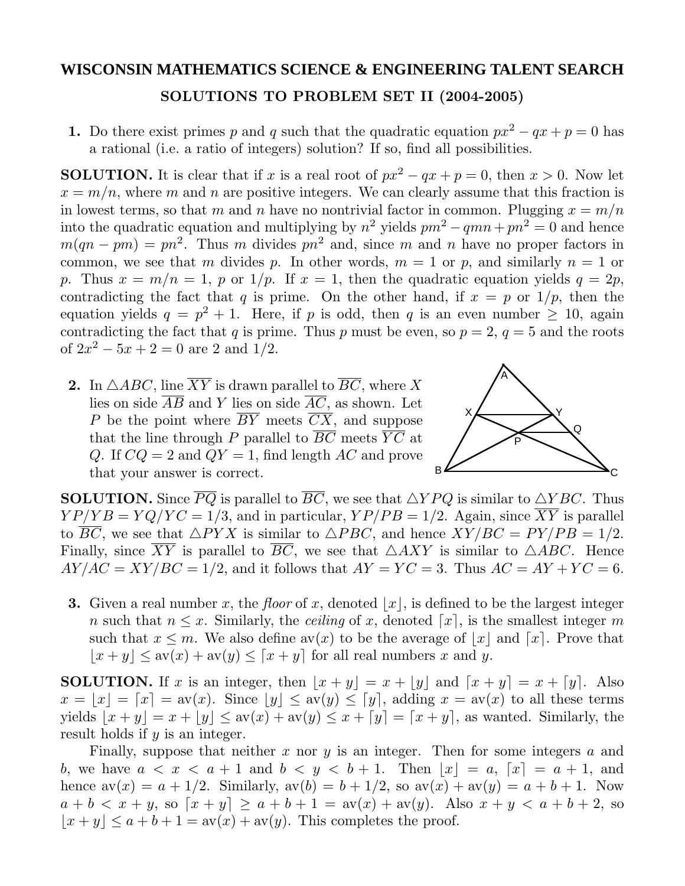# WISCONSIN MATHEMATICS SCIENCE & ENGINEERING TALENT SEARCH

## SOLUTIONS TO PROBLEM SET II (2004-2005)

**1.** Do there exist primes $p$ and $q$ such that the quadratic equation $px^2 - qx + p = 0$ has a rational (i.e. a ratio of integers) solution? If so, find all possibilities.

**SOLUTION.** It is clear that if $x$ is a real root of $px^2 - qx + p = 0$, then $x > 0$. Now let $x = m/n$, where $m$ and $n$ are positive integers. We can clearly assume that this fraction is in lowest terms, so that $m$ and $n$ have no nontrivial factor in common. Plugging $x = m/n$ into the quadratic equation and multiplying by $n^2$ yields $pm^2 - qmn + pn^2 = 0$ and hence $m(qn - pm) = pn^2$. Thus $m$ divides $pn^2$ and, since $m$ and $n$ have no proper factors in common, we see that $m$ divides $p$. In other words, $m = 1$ or $p$, and similarly $n = 1$ or $p$. Thus $x = m/n = 1$, $p$ or $1/p$. If $x = 1$, then the quadratic equation yields $q = 2p$, contradicting the fact that $q$ is prime. On the other hand, if $x = p$ or $1/p$, then the equation yields $q = p^2 + 1$. Here, if $p$ is odd, then $q$ is an even number $\geq 10$, again contradicting the fact that $q$ is prime. Thus $p$ must be even, so $p = 2$, $q = 5$ and the roots of $2x^2 - 5x + 2 = 0$ are 2 and $1/2$.

**2.** In $\triangle ABC$, line $\overline{XY}$ is drawn parallel to $\overline{BC}$, where $X$ lies on side $\overline{AB}$ and $Y$ lies on side $\overline{AC}$, as shown. Let $P$ be the point where $\overline{BY}$ meets $\overline{CX}$, and suppose that the line through $P$ parallel to $\overline{BC}$ meets $\overline{YC}$ at $Q$. If $CQ = 2$ and $QY = 1$, find length $AC$ and prove that your answer is correct.

**SOLUTION.** Since $\overline{PQ}$ is parallel to $\overline{BC}$, we see that $\triangle YPQ$ is similar to $\triangle YBC$. Thus $YP/YB = YQ/YC = 1/3$, and in particular, $YP/PB = 1/2$. Again, since $\overline{XY}$ is parallel to $\overline{BC}$, we see that $\triangle PYX$ is similar to $\triangle PBC$, and hence $XY/BC = PY/PB = 1/2$. Finally, since $\overline{XY}$ is parallel to $\overline{BC}$, we see that $\triangle AXY$ is similar to $\triangle ABC$. Hence $AY/AC = XY/BC = 1/2$, and it follows that $AY = YC = 3$. Thus $AC = AY + YC = 6$.

**3.** Given a real number $x$, the *floor* of $x$, denoted $\lfloor x \rfloor$, is defined to be the largest integer $n$ such that $n \leq x$. Similarly, the *ceiling* of $x$, denoted $\lceil x \rceil$, is the smallest integer $m$ such that $x \leq m$. We also define $\text{av}(x)$ to be the average of $\lfloor x \rfloor$ and $\lceil x \rceil$. Prove that $\lfloor x + y \rfloor \leq \text{av}(x) + \text{av}(y) \leq \lceil x + y \rceil$ for all real numbers $x$ and $y$.

**SOLUTION.** If $x$ is an integer, then $\lfloor x + y \rfloor = x + \lfloor y \rfloor$ and $\lceil x + y \rceil = x + \lceil y \rceil$. Also $x = \lfloor x \rfloor = \lceil x \rceil = \text{av}(x)$. Since $\lfloor y \rfloor \leq \text{av}(y) \leq \lceil y \rceil$, adding $x = \text{av}(x)$ to all these terms yields $\lfloor x + y \rfloor = x + \lfloor y \rfloor \leq \text{av}(x) + \text{av}(y) \leq x + \lceil y \rceil = \lceil x + y \rceil$, as wanted. Similarly, the result holds if $y$ is an integer.

Finally, suppose that neither $x$ nor $y$ is an integer. Then for some integers $a$ and $b$, we have $a < x < a + 1$ and $b < y < b + 1$. Then $\lfloor x \rfloor = a$, $\lceil x \rceil = a + 1$, and hence $\text{av}(x) = a + 1/2$. Similarly, $\text{av}(b) = b + 1/2$, so $\text{av}(x) + \text{av}(y) = a + b + 1$. Now $a + b < x + y$, so $\lceil x + y \rceil \geq a + b + 1 = \text{av}(x) + \text{av}(y)$. Also $x + y < a + b + 2$, so $\lfloor x + y \rfloor \leq a + b + 1 = \text{av}(x) + \text{av}(y)$. This completes the proof.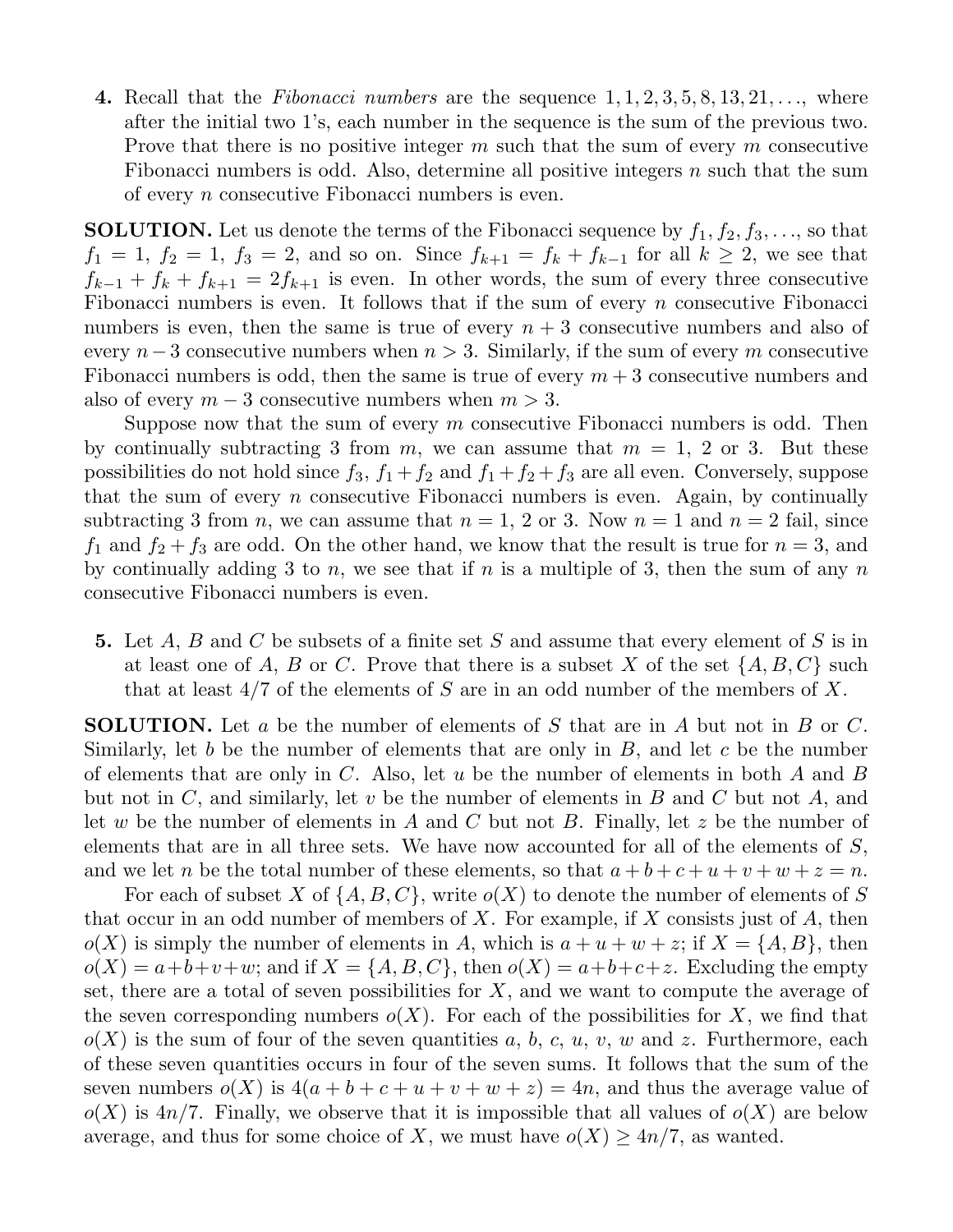**4.** Recall that the *Fibonacci numbers* are the sequence $1, 1, 2, 3, 5, 8, 13, 21, \ldots$, where after the initial two 1's, each number in the sequence is the sum of the previous two. Prove that there is no positive integer $m$ such that the sum of every $m$ consecutive Fibonacci numbers is odd. Also, determine all positive integers $n$ such that the sum of every $n$ consecutive Fibonacci numbers is even.

**SOLUTION.** Let us denote the terms of the Fibonacci sequence by $f_1, f_2, f_3, \ldots$, so that $f_1 = 1$, $f_2 = 1$, $f_3 = 2$, and so on. Since $f_{k+1} = f_k + f_{k-1}$ for all $k \geq 2$, we see that $f_{k-1} + f_k + f_{k+1} = 2f_{k+1}$ is even. In other words, the sum of every three consecutive Fibonacci numbers is even. It follows that if the sum of every $n$ consecutive Fibonacci numbers is even, then the same is true of every $n + 3$ consecutive numbers and also of every $n - 3$ consecutive numbers when $n > 3$. Similarly, if the sum of every $m$ consecutive Fibonacci numbers is odd, then the same is true of every $m + 3$ consecutive numbers and also of every $m - 3$ consecutive numbers when $m > 3$.

Suppose now that the sum of every $m$ consecutive Fibonacci numbers is odd. Then by continually subtracting 3 from $m$, we can assume that $m = 1$, 2 or 3. But these possibilities do not hold since $f_3$, $f_1 + f_2$ and $f_1 + f_2 + f_3$ are all even. Conversely, suppose that the sum of every $n$ consecutive Fibonacci numbers is even. Again, by continually subtracting 3 from $n$, we can assume that $n = 1$, 2 or 3. Now $n = 1$ and $n = 2$ fail, since $f_1$ and $f_2 + f_3$ are odd. On the other hand, we know that the result is true for $n = 3$, and by continually adding 3 to $n$, we see that if $n$ is a multiple of 3, then the sum of any $n$ consecutive Fibonacci numbers is even.

**5.** Let $A$, $B$ and $C$ be subsets of a finite set $S$ and assume that every element of $S$ is in at least one of $A$, $B$ or $C$. Prove that there is a subset $X$ of the set $\{A, B, C\}$ such that at least $4/7$ of the elements of $S$ are in an odd number of the members of $X$.

**SOLUTION.** Let $a$ be the number of elements of $S$ that are in $A$ but not in $B$ or $C$. Similarly, let $b$ be the number of elements that are only in $B$, and let $c$ be the number of elements that are only in $C$. Also, let $u$ be the number of elements in both $A$ and $B$ but not in $C$, and similarly, let $v$ be the number of elements in $B$ and $C$ but not $A$, and let $w$ be the number of elements in $A$ and $C$ but not $B$. Finally, let $z$ be the number of elements that are in all three sets. We have now accounted for all of the elements of $S$, and we let $n$ be the total number of these elements, so that $a + b + c + u + v + w + z = n$.

For each of subset $X$ of $\{A, B, C\}$, write $o(X)$ to denote the number of elements of $S$ that occur in an odd number of members of $X$. For example, if $X$ consists just of $A$, then $o(X)$ is simply the number of elements in $A$, which is $a + u + w + z$; if $X = \{A, B\}$, then $o(X) = a + b + v + w$; and if $X = \{A, B, C\}$, then $o(X) = a + b + c + z$. Excluding the empty set, there are a total of seven possibilities for $X$, and we want to compute the average of the seven corresponding numbers $o(X)$. For each of the possibilities for $X$, we find that $o(X)$ is the sum of four of the seven quantities $a$, $b$, $c$, $u$, $v$, $w$ and $z$. Furthermore, each of these seven quantities occurs in four of the seven sums. It follows that the sum of the seven numbers $o(X)$ is $4(a + b + c + u + v + w + z) = 4n$, and thus the average value of $o(X)$ is $4n/7$. Finally, we observe that it is impossible that all values of $o(X)$ are below average, and thus for some choice of $X$, we must have $o(X) \geq 4n/7$, as wanted.